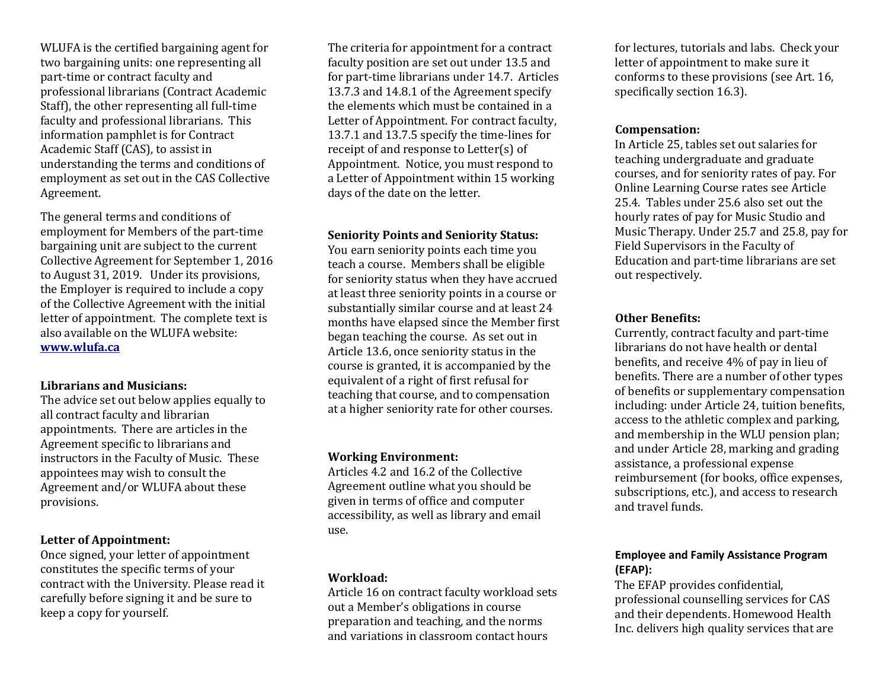WLUFA is the certified bargaining agent for two bargaining units: one representing all part-time or contract faculty and professional librarians (Contract Academic Staff), the other representing all full-time faculty and professional librarians. This information pamphlet is for Contract Academic Staff (CAS), to assist in understanding the terms and conditions of employment as set out in the CAS Collective Agreement.

The general terms and conditions of employment for Members of the part-time bargaining unit are subject to the current Collective Agreement for September 1, 2016 to August 31, 2019. Under its provisions, the Employer is required to include a copy of the Collective Agreement with the initial letter of appointment. The complete text is also available on the WLUFA website: **www.wlufa.ca**

**Librarians and Musicians:**
The advice set out below applies equally to all contract faculty and librarian appointments. There are articles in the Agreement specific to librarians and instructors in the Faculty of Music. These appointees may wish to consult the Agreement and/or WLUFA about these provisions.

**Letter of Appointment:**
Once signed, your letter of appointment constitutes the specific terms of your contract with the University. Please read it carefully before signing it and be sure to keep a copy for yourself.

The criteria for appointment for a contract faculty position are set out under 13.5 and for part-time librarians under 14.7. Articles 13.7.3 and 14.8.1 of the Agreement specify the elements which must be contained in a Letter of Appointment. For contract faculty, 13.7.1 and 13.7.5 specify the time-lines for receipt of and response to Letter(s) of Appointment. Notice, you must respond to a Letter of Appointment within 15 working days of the date on the letter.

**Seniority Points and Seniority Status:**
You earn seniority points each time you teach a course. Members shall be eligible for seniority status when they have accrued at least three seniority points in a course or substantially similar course and at least 24 months have elapsed since the Member first began teaching the course. As set out in Article 13.6, once seniority status in the course is granted, it is accompanied by the equivalent of a right of first refusal for teaching that course, and to compensation at a higher seniority rate for other courses.

**Working Environment:**
Articles 4.2 and 16.2 of the Collective Agreement outline what you should be given in terms of office and computer accessibility, as well as library and email use.

**Workload:**
Article 16 on contract faculty workload sets out a Member's obligations in course preparation and teaching, and the norms and variations in classroom contact hours for lectures, tutorials and labs. Check your letter of appointment to make sure it conforms to these provisions (see Art. 16, specifically section 16.3).

**Compensation:**
In Article 25, tables set out salaries for teaching undergraduate and graduate courses, and for seniority rates of pay. For Online Learning Course rates see Article 25.4. Tables under 25.6 also set out the hourly rates of pay for Music Studio and Music Therapy. Under 25.7 and 25.8, pay for Field Supervisors in the Faculty of Education and part-time librarians are set out respectively.

**Other Benefits:**
Currently, contract faculty and part-time librarians do not have health or dental benefits, and receive 4% of pay in lieu of benefits. There are a number of other types of benefits or supplementary compensation including: under Article 24, tuition benefits, access to the athletic complex and parking, and membership in the WLU pension plan; and under Article 28, marking and grading assistance, a professional expense reimbursement (for books, office expenses, subscriptions, etc.), and access to research and travel funds.

**Employee and Family Assistance Program (EFAP):**
The EFAP provides confidential, professional counselling services for CAS and their dependents. Homewood Health Inc. delivers high quality services that are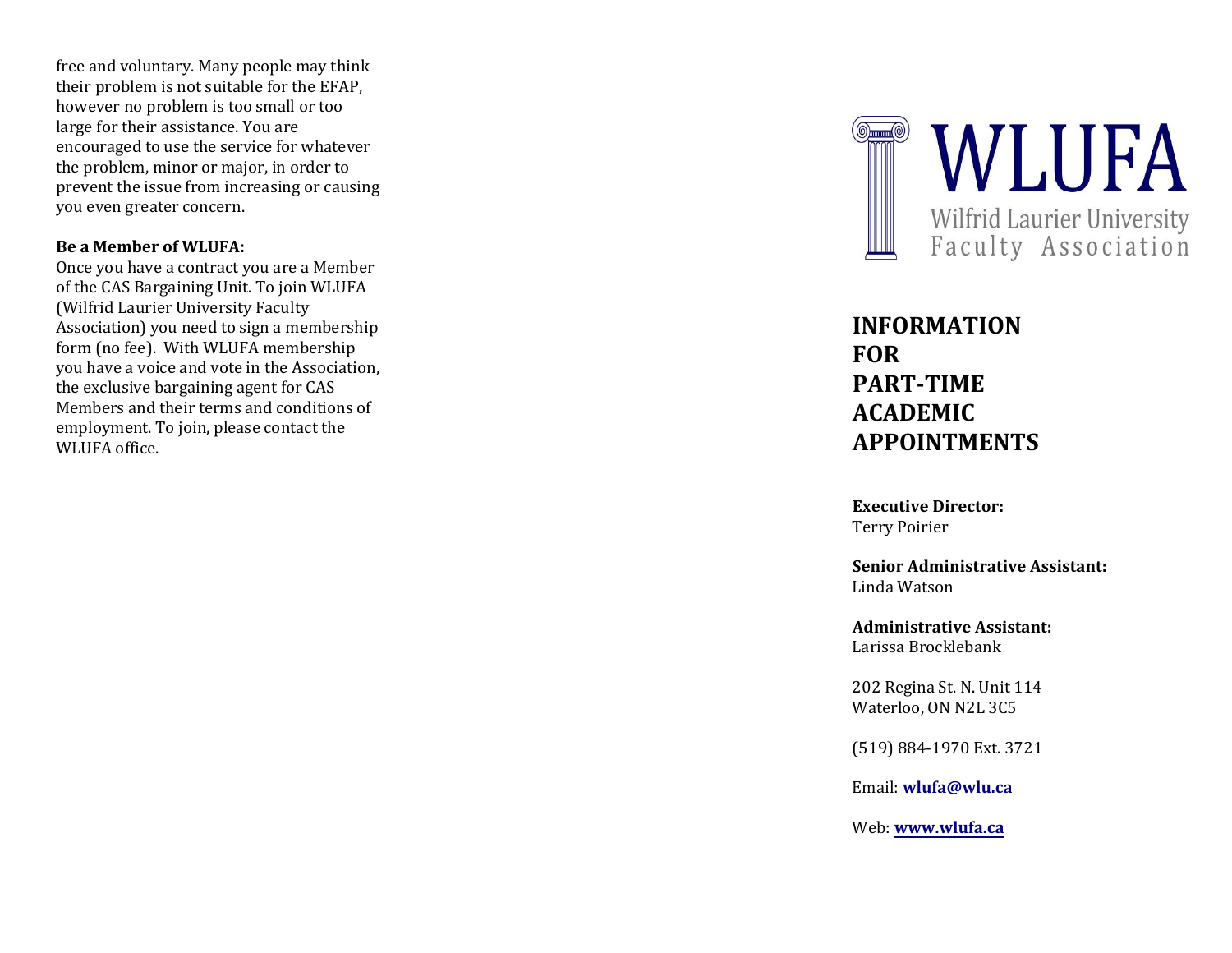free and voluntary. Many people may think their problem is not suitable for the EFAP, however no problem is too small or too large for their assistance. You are encouraged to use the service for whatever the problem, minor or major, in order to prevent the issue from increasing or causing you even greater concern.

**Be a Member of WLUFA:**
Once you have a contract you are a Member of the CAS Bargaining Unit. To join WLUFA (Wilfrid Laurier University Faculty Association) you need to sign a membership form (no fee). With WLUFA membership you have a voice and vote in the Association, the exclusive bargaining agent for CAS Members and their terms and conditions of employment. To join, please contact the WLUFA office.

WLUFA
Wilfrid Laurier University Faculty Association

# INFORMATION FOR PART-TIME ACADEMIC APPOINTMENTS

**Executive Director:**
Terry Poirier

**Senior Administrative Assistant:**
Linda Watson

**Administrative Assistant:**
Larissa Brocklebank

202 Regina St. N. Unit 114
Waterloo, ON N2L 3C5

(519) 884-1970 Ext. 3721

Email: **wlufa@wlu.ca**

Web: **www.wlufa.ca**